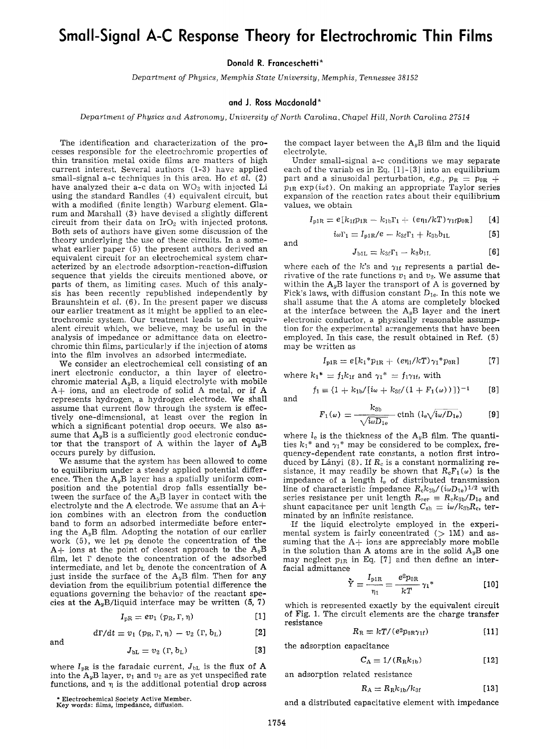# Small-Signal A-C Response Theory for Electrochromic Thin Films

**Donald R. Franceschetti***

*Department of Physics, Memphis State University, Memphis, Tennessee 38152*

**and J. Ross Macdonald***

*Department of Physics and Astronomy, University of North Carolina, Chapel Hill, North Carolina 27514*

The identification and characterization of the processes responsible for the electrochromic properties of thin transition metal oxide films are matters of high current interest. Several authors (1-3) have applied small-signal a-c techniques in this area. Ho *et al.* (2) have analyzed their a-c data on $WO_3$ with injected Li using the standard Randles (4) equivalent circuit, but with a modified (finite length) Warburg element. Glarum and Marshall (3) have devised a slightly different circuit from their data on $IrO_2$ with injected protons. Both sets of authors have given some discussion of the theory underlying the use of these circuits. In a somewhat earlier paper (5) the present authors derived an equivalent circuit for an electrochemical system characterized by an electrode adsorption-reaction-diffusion sequence that yields the circuits mentioned above, or parts of them, as limiting cases. Much of this analysis has been recently republished independently by Braunshtein *et al.* (6). In the present paper we discuss our earlier treatment as it might be applied to an electrochromic system. Our treatment leads to an equivalent circuit which, we believe, may be useful in the analysis of impedance or admittance data on electrochromic thin films, particularly if the injection of atoms into the film involves an adsorbed intermediate.

We consider an electrochemical cell consisting of an inert electronic conductor, a thin layer of electrochromic material $A_yB$, a liquid electrolyte with mobile A+ ions, and an electrode of solid A metal, or if A represents hydrogen, a hydrogen electrode. We shall assume that current flow through the system is effectively one-dimensional, at least over the region in which a significant potential drop occurs. We also assume that $A_yB$ is a sufficiently good electronic conductor that the transport of A within the layer of $A_yB$ occurs purely by diffusion.

We assume that the system has been allowed to come to equilibrium under a steady applied potential difference. Then the $A_yB$ layer has a spatially uniform composition and the potential drop falls essentially between the surface of the $A_yB$ layer in contact with the electrolyte and the A electrode. We assume that an A+ ion combines with an electron from the conduction band to form an adsorbed intermediate before entering the $A_yB$ film. Adopting the notation of our earlier work (5), we let $p_R$ denote the concentration of the A+ ions at the point of closest approach to the $A_yB$ film, let $\Gamma$ denote the concentration of the adsorbed intermediate, and let $b_L$ denote the concentration of A just inside the surface of the $A_yB$ film. Then for any deviation from the equilibrium potential difference the equations governing the behavior of the reactant species at the $A_yB$/liquid interface may be written (5, 7)

$$I_{pR} = ev_1\,(p_R, \Gamma, \eta) \qquad [1]$$

$$d\Gamma/dt = v_1\,(p_R, \Gamma, \eta) - v_2\,(\Gamma, b_L) \qquad [2]$$

and

$$J_{bL} = v_2\,(\Gamma, b_L) \qquad [3]$$

where $I_{pR}$ is the faradaic current, $J_{bL}$ is the flux of A into the $A_yB$ layer, $v_1$ and $v_2$ are as yet unspecified rate functions, and $\eta$ is the additional potential drop across the compact layer between the $A_yB$ film and the liquid electrolyte.

Under small-signal a-c conditions we may separate each of the variables in Eq. [1]-[3] into an equilibrium part and a sinusoidal perturbation, *e.g.*, $p_R = p_{0R} + p_{1R}\exp(i\omega t)$. On making an appropriate Taylor series expansion of the reaction rates about their equilibrium values, we obtain

$$I_{p1R} = e[k_{1f}p_{1R} - k_{1b}\Gamma_1 + (e\eta_1/kT)\gamma_{1f}p_{0R}] \qquad [4]$$

$$i\omega\Gamma_1 = I_{p1R}/e - k_{3f}\Gamma_1 + k_{3b}b_{1L} \qquad [5]$$

and

$$J_{b1L} = k_{3f}\Gamma_1 - k_3b_{1L} \qquad [6]$$

where each of the $k$'s and $\gamma_{1f}$ represents a partial derivative of the rate functions $v_1$ and $v_2$. We assume that within the $A_yB$ layer the transport of A is governed by Fick's laws, with diffusion constant $D_{1e}$. In this note we shall assume that the A atoms are completely blocked at the interface between the $A_yB$ layer and the inert electronic conductor, a physically reasonable assumption for the experimental arrangements that have been employed. In this case, the result obtained in Ref. (5) may be written as

$$I_{p1R} = e[k_1{}^*p_{1R} + (e\eta_1/kT)\gamma_1{}^*p_{0R}] \qquad [7]$$

where $k_1{}^* = f_1k_{1f}$ and $\gamma_1{}^* = f_1\gamma_{1f}$, with

$$f_1 \equiv \{1 + k_{1b}/[i\omega + k_{3f}/(1 + F_1(\omega))]\}^{-1} \qquad [8]$$

and

$$F_1(\omega) = \frac{k_{3b}}{\sqrt{i\omega D_{1e}}}\,\text{ctnh}\,(l_e\sqrt{i\omega/D_{1e}}) \qquad [9]$$

where $l_e$ is the thickness of the $A_yB$ film. The quantities $k_1{}^*$ and $\gamma_1{}^*$ may be considered to be complex, frequency-dependent rate constants, a notion first introduced by Lányi (8). If $R_c$ is a constant normalizing resistance, it may readily be shown that $R_cF_1(\omega)$ is the impedance of a length $l_e$ of distributed transmission line of characteristic impedance $R_ck_{3b}/(i\omega D_{1e})^{1/2}$ with series resistance per unit length $R_{ser} \equiv R_ck_{3b}/D_{1e}$ and shunt capacitance per unit length $C_{sh} = i\omega/k_{3b}R_c$, terminated by an infinite resistance.

If the liquid electrolyte employed in the experimental system is fairly concentrated (> 1M) and assuming that the A+ ions are appreciably more mobile in the solution than A atoms are in the solid $A_yB$ one may neglect $p_{1R}$ in Eq. [7] and then define an interfacial admittance

$$\tilde{Y} = \frac{I_{p1R}}{\eta_1} = \frac{e^2p_{0R}}{kT}\gamma_1{}^* \qquad [10]$$

which is represented exactly by the equivalent circuit of Fig. 1. The circuit elements are the charge transfer resistance

$$R_R = kT/(e^2p_{0R}\gamma_{1f}) \qquad [11]$$

the adsorption capacitance

$$C_A = 1/(R_Rk_{1b}) \qquad [12]$$

an adsorption related resistance

$$R_A = R_Rk_{1b}/k_{3f} \qquad [13]$$

and a distributed capacitative element with impedance

\* Electrochemical Society Active Member.
Key words: films, impedance, diffusion.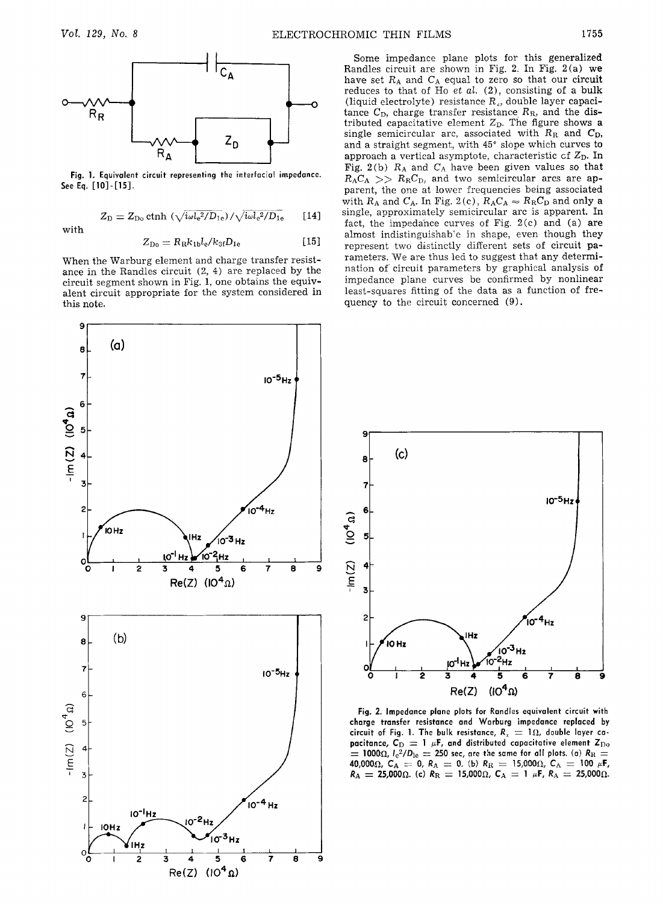Fig. 1. Equivalent circuit representing the interfacial impedance. See Eq. [10]-[15].

$$Z_D = Z_{Do} \text{ ctnh } (\sqrt{i\omega l_e^2/D_{1e}})/\sqrt{i\omega l_e^2/D_{1e}} \quad [14]$$

with

$$Z_{Do} = R_R k_{1b} l_e / k_{3f} D_{1e} \quad [15]$$

When the Warburg element and charge transfer resistance in the Randles circuit (2, 4) are replaced by the circuit segment shown in Fig. 1, one obtains the equivalent circuit appropriate for the system considered in this note.

Some impedance plane plots for this generalized Randles circuit are shown in Fig. 2. In Fig. 2(a) we have set $R_A$ and $C_A$ equal to zero so that our circuit reduces to that of Ho *et al.* (2), consisting of a bulk (liquid electrolyte) resistance $R_x$, double layer capacitance $C_D$, charge transfer resistance $R_R$, and the distributed capacitative element $Z_D$. The figure shows a single semicircular arc, associated with $R_R$ and $C_D$, and a straight segment, with 45° slope which curves to approach a vertical asymptote, characteristic of $Z_D$. In Fig. 2(b) $R_A$ and $C_A$ have been given values so that $R_A C_A >> R_R C_D$, and two semicircular arcs are apparent, the one at lower frequencies being associated with $R_A$ and $C_A$. In Fig. 2(c), $R_A C_A \approx R_R C_D$ and only a single, approximately semicircular arc is apparent. In fact, the impedance curves of Fig. 2(c) and (a) are almost indistinguishable in shape, even though they represent two distinctly different sets of circuit parameters. We are thus led to suggest that any determination of circuit parameters by graphical analysis of impedance plane curves be confirmed by nonlinear least-squares fitting of the data as a function of frequency to the circuit concerned (9).

Fig. 2. Impedance plane plots for Randles equivalent circuit with charge transfer resistance and Warburg impedance replaced by circuit of Fig. 1. The bulk resistance, $R_x = 1\Omega$, double layer capacitance, $C_D = 1\ \mu F$, and distributed capacitative element $Z_{Do} = 1000\Omega$, $l_e^2/D_{1e} = 250$ sec, are the same for all plots. (a) $R_R = 40{,}000\Omega$, $C_A = 0$, $R_A = 0$. (b) $R_R = 15{,}000\Omega$, $C_A = 100\ \mu F$, $R_A = 25{,}000\Omega$. (c) $R_R = 15{,}000\Omega$, $C_A = 1\ \mu F$, $R_A = 25{,}000\Omega$.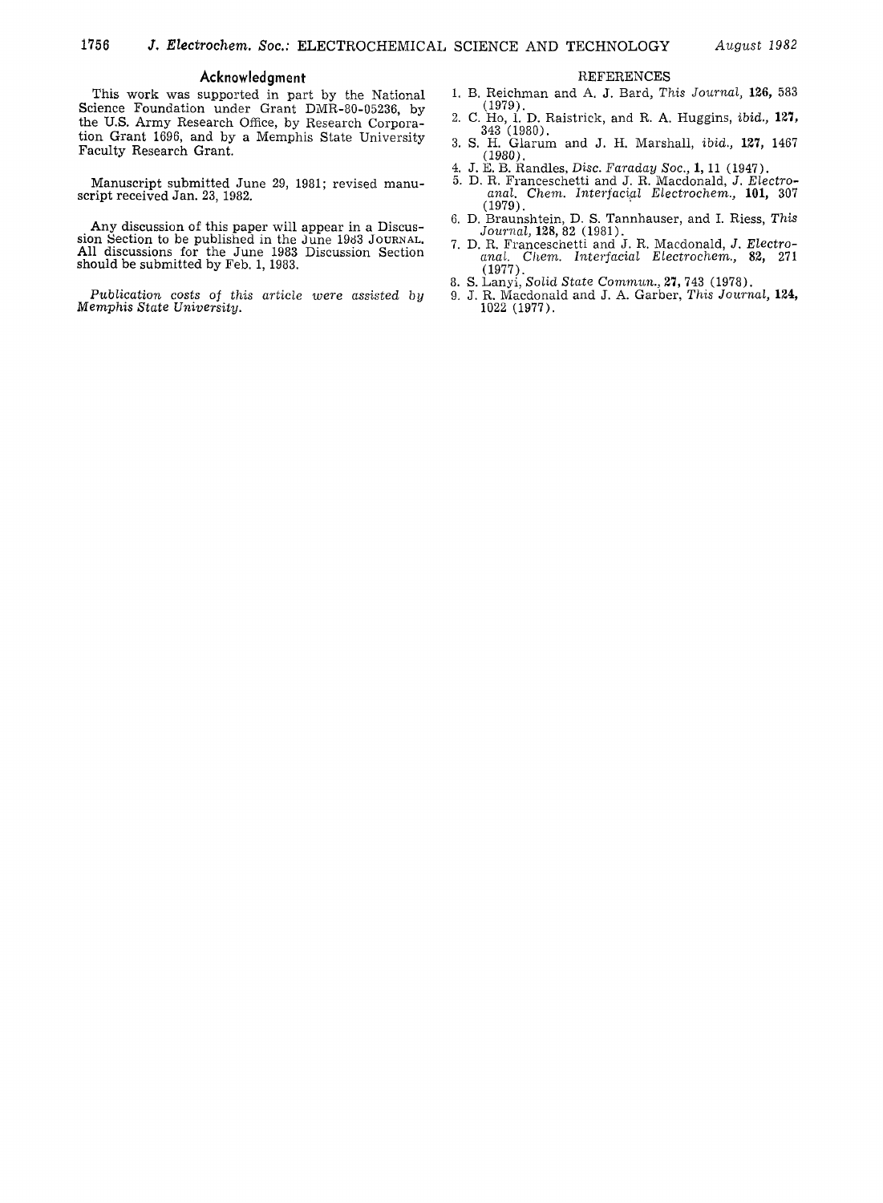## Acknowledgment

This work was supported in part by the National Science Foundation under Grant DMR-80-05236, by the U.S. Army Research Office, by Research Corporation Grant 1696, and by a Memphis State University Faculty Research Grant.

Manuscript submitted June 29, 1981; revised manuscript received Jan. 23, 1982.

Any discussion of this paper will appear in a Discussion Section to be published in the June 1983 JOURNAL. All discussions for the June 1983 Discussion Section should be submitted by Feb. 1, 1983.

*Publication costs of this article were assisted by Memphis State University.*

## REFERENCES

1. B. Reichman and A. J. Bard, *This Journal*, **126**, 583 (1979).
2. C. Ho, I. D. Raistrick, and R. A. Huggins, *ibid.*, **127**, 343 (1980).
3. S. H. Glarum and J. H. Marshall, *ibid.*, **127**, 1467 (1980).
4. J. E. B. Randles, *Disc. Faraday Soc.*, **1**, 11 (1947).
5. D. R. Franceschetti and J. R. Macdonald, *J. Electroanal. Chem. Interfacial Electrochem.*, **101**, 307 (1979).
6. D. Braunshtein, D. S. Tannhauser, and I. Riess, *This Journal*, **128**, 82 (1981).
7. D. R. Franceschetti and J. R. Macdonald, *J. Electroanal. Chem. Interfacial Electrochem.*, **82**, 271 (1977).
8. S. Lanyi, *Solid State Commun.*, **27**, 743 (1978).
9. J. R. Macdonald and J. A. Garber, *This Journal*, **124**, 1022 (1977).